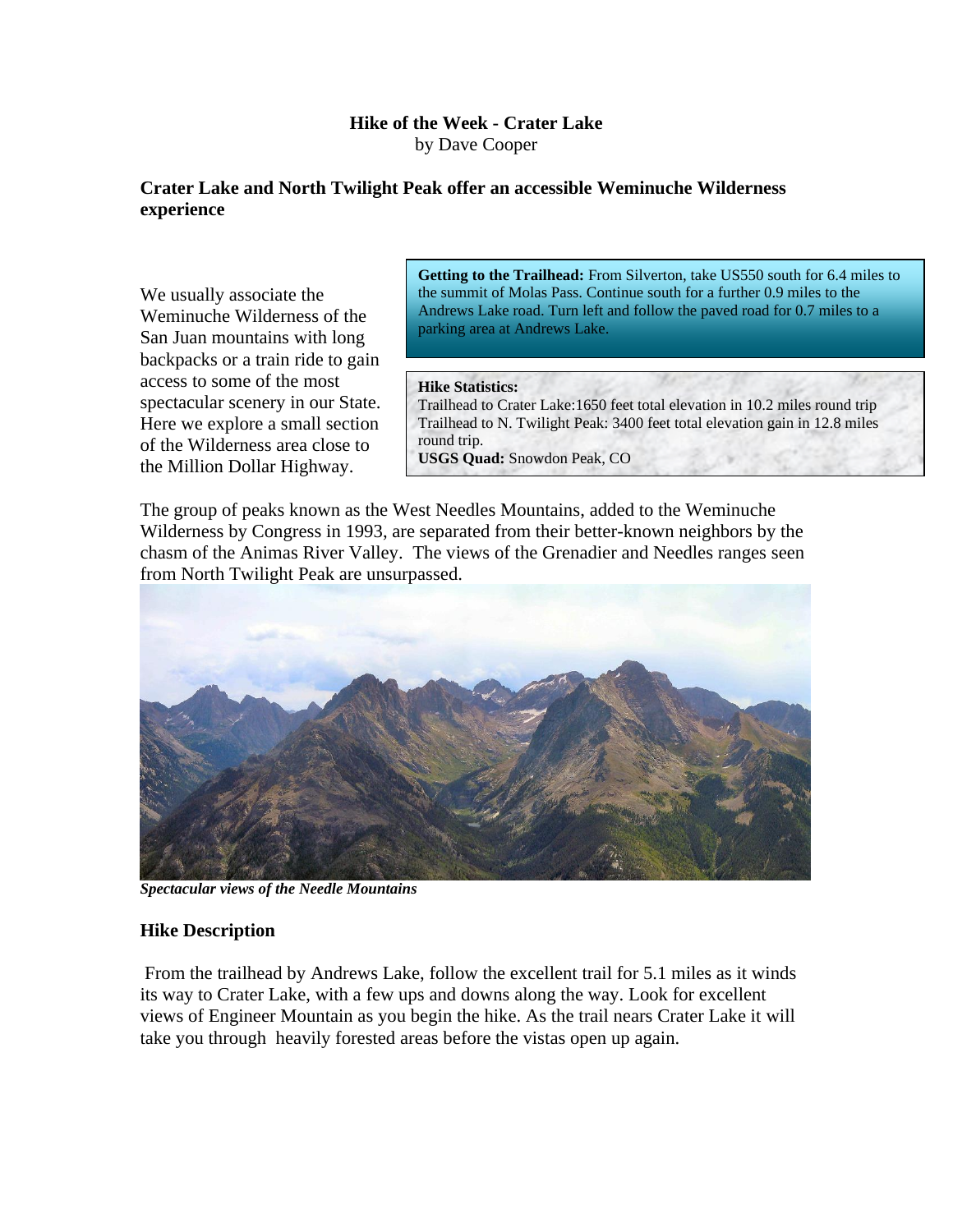# Hike of the Week - Crater Lake

by Dave Cooper

**Crater Lake and North Twilight Peak offer an accessible Weminuche Wilderness experience**

**Getting to the Trailhead:** From Silverton, take US550 south for 6.4 miles to the summit of Molas Pass. Continue south for a further 0.9 miles to the Andrews Lake road. Turn left and follow the paved road for 0.7 miles to a parking area at Andrews Lake.

**Hike Statistics:**
Trailhead to Crater Lake:1650 feet total elevation in 10.2 miles round trip
Trailhead to N. Twilight Peak: 3400 feet total elevation gain in 12.8 miles round trip.
**USGS Quad:** Snowdon Peak, CO

We usually associate the Weminuche Wilderness of the San Juan mountains with long backpacks or a train ride to gain access to some of the most spectacular scenery in our State. Here we explore a small section of the Wilderness area close to the Million Dollar Highway.

The group of peaks known as the West Needles Mountains, added to the Weminuche Wilderness by Congress in 1993, are separated from their better-known neighbors by the chasm of the Animas River Valley. The views of the Grenadier and Needles ranges seen from North Twilight Peak are unsurpassed.

***Spectacular views of the Needle Mountains***

## Hike Description

From the trailhead by Andrews Lake, follow the excellent trail for 5.1 miles as it winds its way to Crater Lake, with a few ups and downs along the way. Look for excellent views of Engineer Mountain as you begin the hike. As the trail nears Crater Lake it will take you through heavily forested areas before the vistas open up again.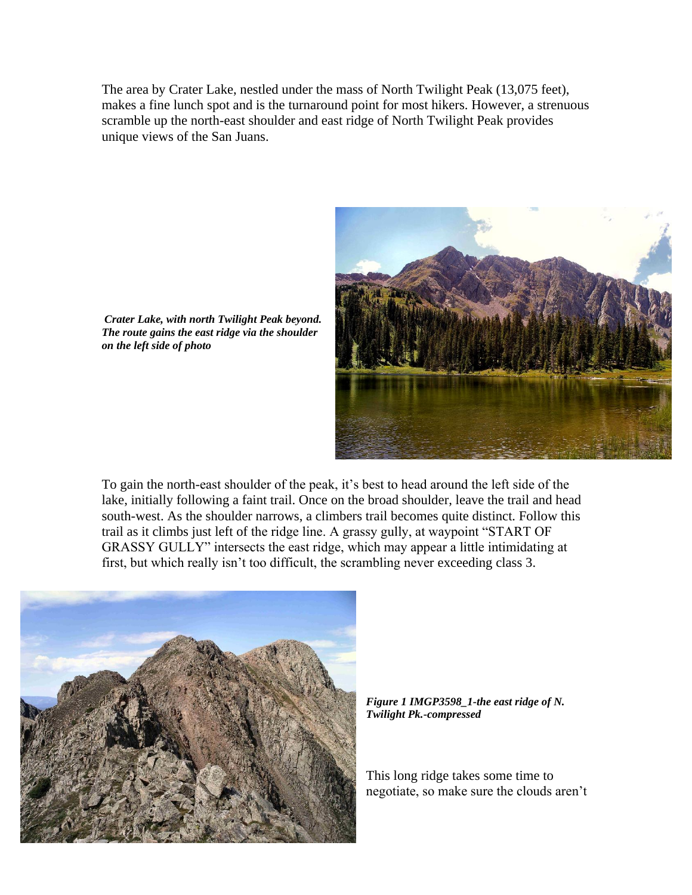The area by Crater Lake, nestled under the mass of North Twilight Peak (13,075 feet), makes a fine lunch spot and is the turnaround point for most hikers. However, a strenuous scramble up the north-east shoulder and east ridge of North Twilight Peak provides unique views of the San Juans.

***Crater Lake, with north Twilight Peak beyond. The route gains the east ridge via the shoulder on the left side of photo***

To gain the north-east shoulder of the peak, it's best to head around the left side of the lake, initially following a faint trail. Once on the broad shoulder, leave the trail and head south-west. As the shoulder narrows, a climbers trail becomes quite distinct. Follow this trail as it climbs just left of the ridge line. A grassy gully, at waypoint "START OF GRASSY GULLY" intersects the east ridge, which may appear a little intimidating at first, but which really isn't too difficult, the scrambling never exceeding class 3.

***Figure 1 IMGP3598_1-the east ridge of N. Twilight Pk.-compressed***

This long ridge takes some time to negotiate, so make sure the clouds aren't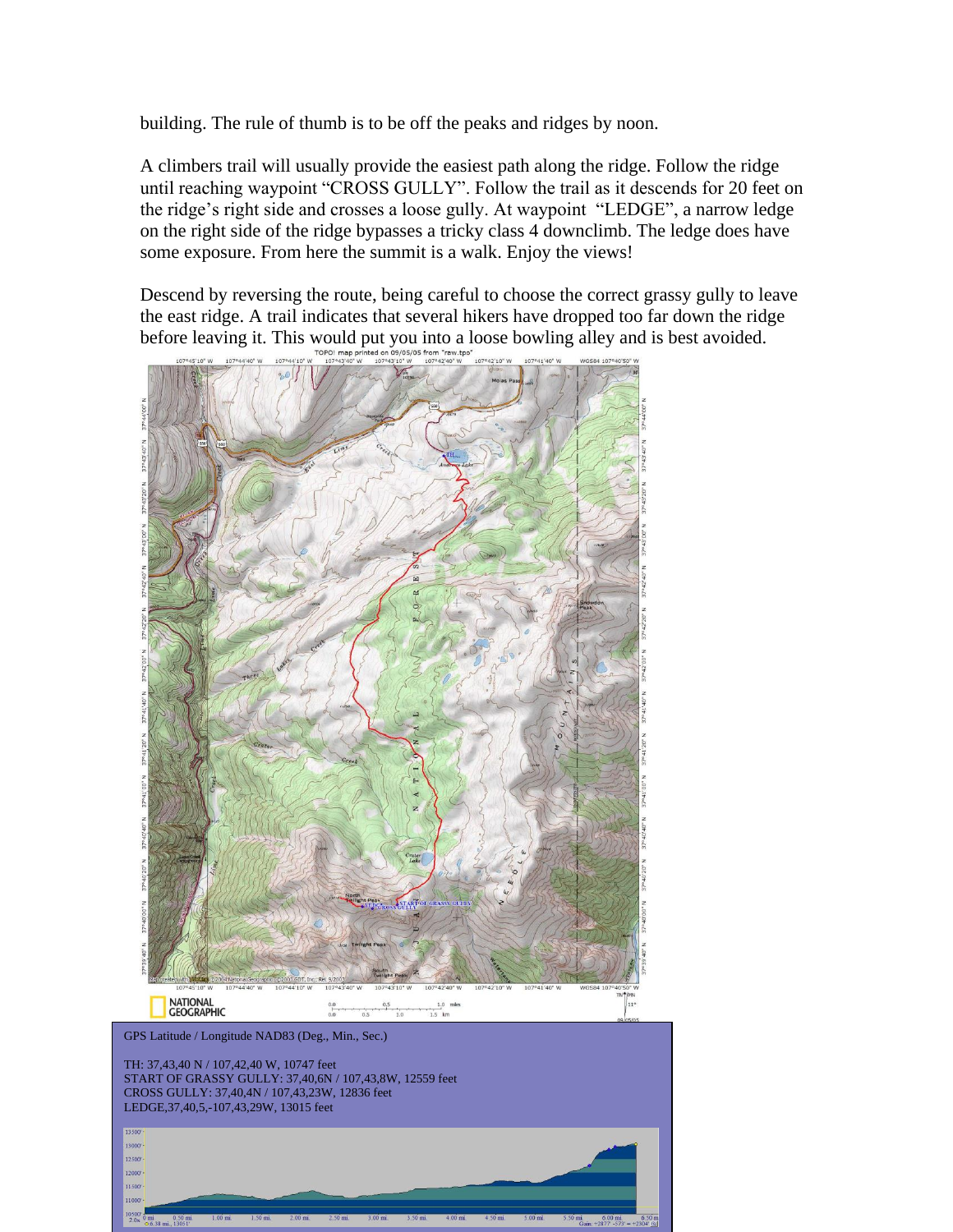building. The rule of thumb is to be off the peaks and ridges by noon.

A climbers trail will usually provide the easiest path along the ridge. Follow the ridge until reaching waypoint "CROSS GULLY". Follow the trail as it descends for 20 feet on the ridge's right side and crosses a loose gully. At waypoint "LEDGE", a narrow ledge on the right side of the ridge bypasses a tricky class 4 downclimb. The ledge does have some exposure. From here the summit is a walk. Enjoy the views!

Descend by reversing the route, being careful to choose the correct grassy gully to leave the east ridge. A trail indicates that several hikers have dropped too far down the ridge before leaving it. This would put you into a loose bowling alley and is best avoided.

GPS Latitude / Longitude NAD83 (Deg., Min., Sec.)

TH: 37,43,40 N / 107,42,40 W, 10747 feet
START OF GRASSY GULLY: 37,40,6N / 107,43,8W, 12559 feet
CROSS GULLY: 37,40,4N / 107,43,23W, 12836 feet
LEDGE,37,40,5,-107,43,29W, 13015 feet